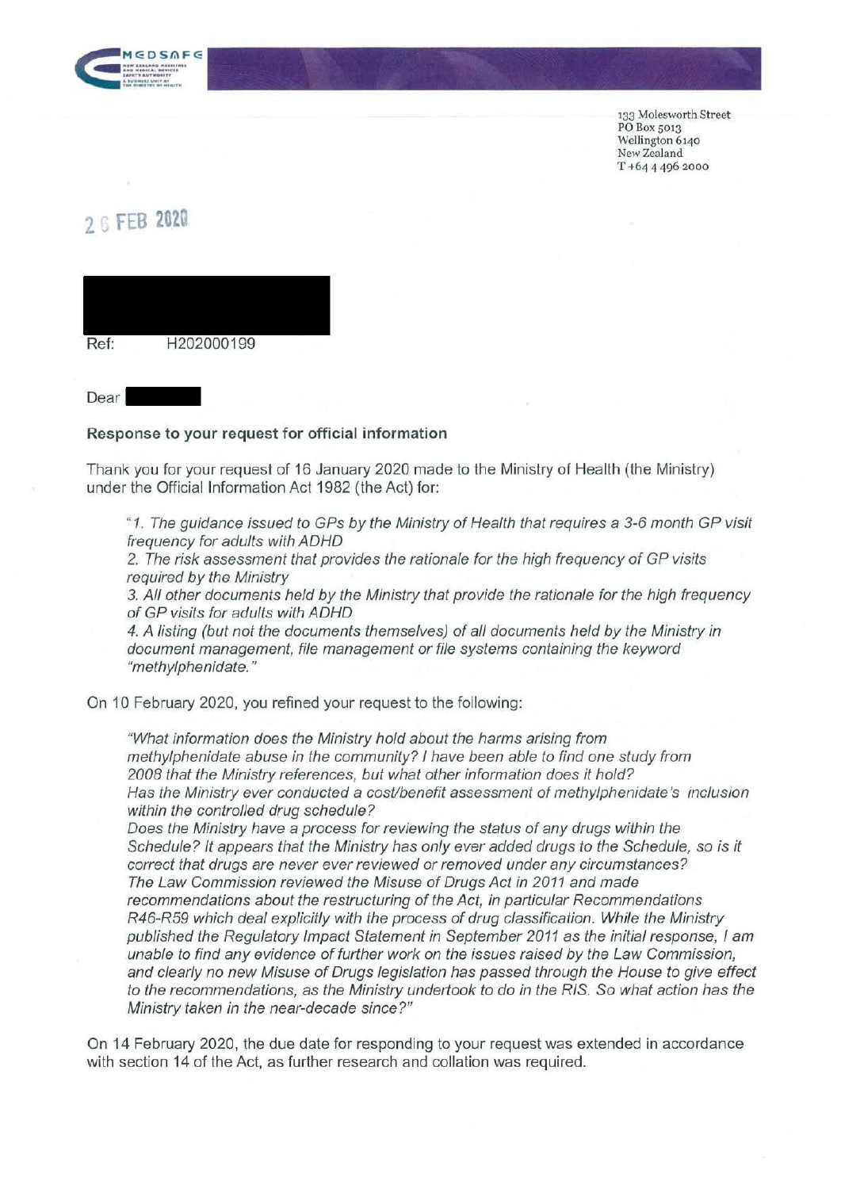MEDSAFE

NEW ZEALAND MEDICINES AND MEDICAL DEVICES SAFETY AUTHORITY
A BUSINESS UNIT OF THE MINISTRY OF HEALTH

133 Molesworth Street
PO Box 5013
Wellington 6140
New Zealand
T +64 4 496 2000

26 FEB 2020

Ref: H202000199

Dear

**Response to your request for official information**

Thank you for your request of 16 January 2020 made to the Ministry of Health (the Ministry) under the Official Information Act 1982 (the Act) for:

> *"1. The guidance issued to GPs by the Ministry of Health that requires a 3-6 month GP visit frequency for adults with ADHD*
> *2. The risk assessment that provides the rationale for the high frequency of GP visits required by the Ministry*
> *3. All other documents held by the Ministry that provide the rationale for the high frequency of GP visits for adults with ADHD*
> *4. A listing (but not the documents themselves) of all documents held by the Ministry in document management, file management or file systems containing the keyword "methylphenidate."*

On 10 February 2020, you refined your request to the following:

> *"What information does the Ministry hold about the harms arising from methylphenidate abuse in the community? I have been able to find one study from 2008 that the Ministry references, but what other information does it hold?*
> *Has the Ministry ever conducted a cost/benefit assessment of methylphenidate's inclusion within the controlled drug schedule?*
> *Does the Ministry have a process for reviewing the status of any drugs within the Schedule? It appears that the Ministry has only ever added drugs to the Schedule, so is it correct that drugs are never ever reviewed or removed under any circumstances?*
> *The Law Commission reviewed the Misuse of Drugs Act in 2011 and made recommendations about the restructuring of the Act, in particular Recommendations R46-R59 which deal explicitly with the process of drug classification. While the Ministry published the Regulatory Impact Statement in September 2011 as the initial response, I am unable to find any evidence of further work on the issues raised by the Law Commission, and clearly no new Misuse of Drugs legislation has passed through the House to give effect to the recommendations, as the Ministry undertook to do in the RIS. So what action has the Ministry taken in the near-decade since?"*

On 14 February 2020, the due date for responding to your request was extended in accordance with section 14 of the Act, as further research and collation was required.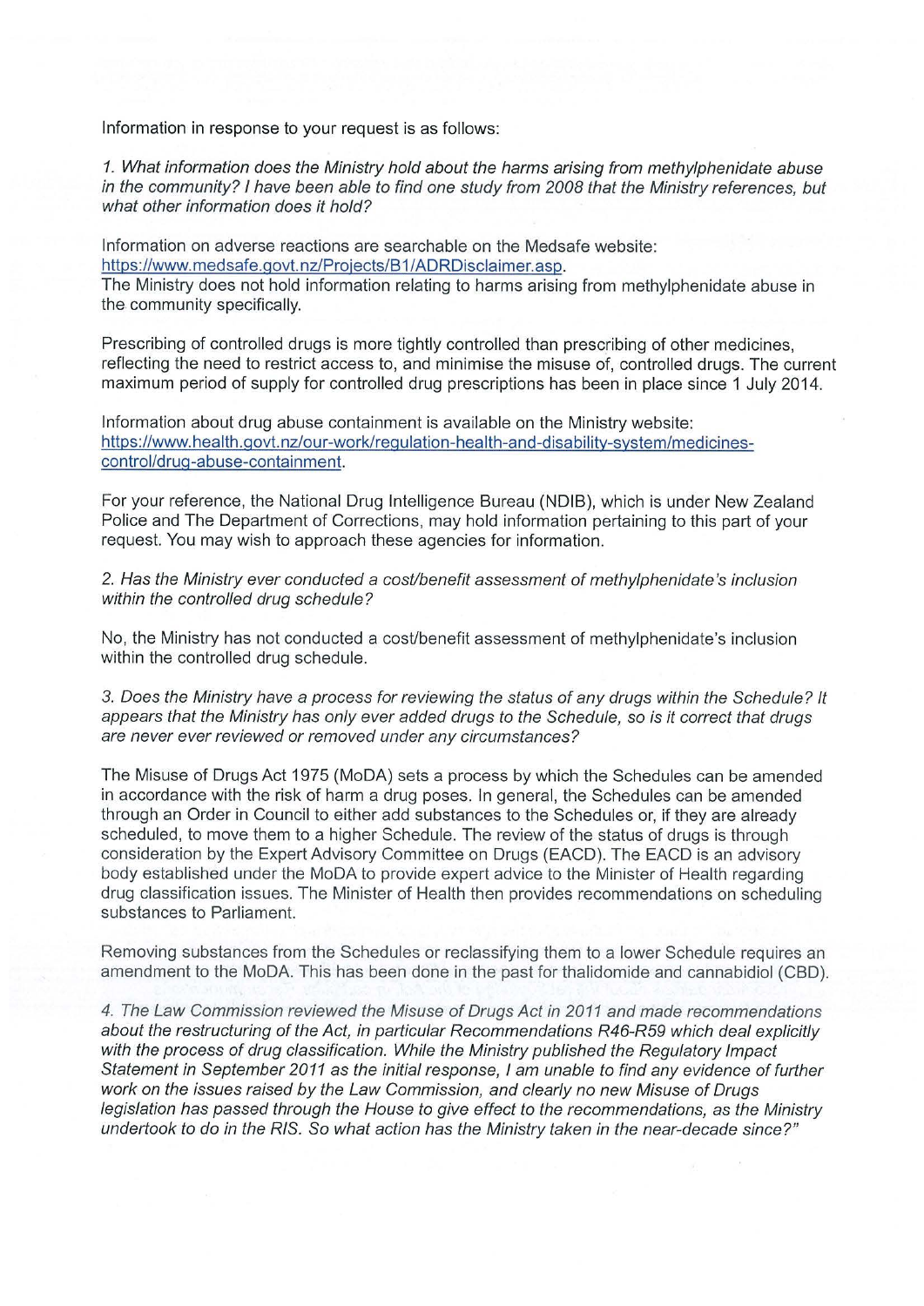Information in response to your request is as follows:

*1. What information does the Ministry hold about the harms arising from methylphenidate abuse in the community? I have been able to find one study from 2008 that the Ministry references, but what other information does it hold?*

Information on adverse reactions are searchable on the Medsafe website: https://www.medsafe.govt.nz/Projects/B1/ADRDisclaimer.asp.
The Ministry does not hold information relating to harms arising from methylphenidate abuse in the community specifically.

Prescribing of controlled drugs is more tightly controlled than prescribing of other medicines, reflecting the need to restrict access to, and minimise the misuse of, controlled drugs. The current maximum period of supply for controlled drug prescriptions has been in place since 1 July 2014.

Information about drug abuse containment is available on the Ministry website: https://www.health.govt.nz/our-work/regulation-health-and-disability-system/medicines-control/drug-abuse-containment.

For your reference, the National Drug Intelligence Bureau (NDIB), which is under New Zealand Police and The Department of Corrections, may hold information pertaining to this part of your request. You may wish to approach these agencies for information.

*2. Has the Ministry ever conducted a cost/benefit assessment of methylphenidate's inclusion within the controlled drug schedule?*

No, the Ministry has not conducted a cost/benefit assessment of methylphenidate's inclusion within the controlled drug schedule.

*3. Does the Ministry have a process for reviewing the status of any drugs within the Schedule? It appears that the Ministry has only ever added drugs to the Schedule, so is it correct that drugs are never ever reviewed or removed under any circumstances?*

The Misuse of Drugs Act 1975 (MoDA) sets a process by which the Schedules can be amended in accordance with the risk of harm a drug poses. In general, the Schedules can be amended through an Order in Council to either add substances to the Schedules or, if they are already scheduled, to move them to a higher Schedule. The review of the status of drugs is through consideration by the Expert Advisory Committee on Drugs (EACD). The EACD is an advisory body established under the MoDA to provide expert advice to the Minister of Health regarding drug classification issues. The Minister of Health then provides recommendations on scheduling substances to Parliament.

Removing substances from the Schedules or reclassifying them to a lower Schedule requires an amendment to the MoDA. This has been done in the past for thalidomide and cannabidiol (CBD).

*4. The Law Commission reviewed the Misuse of Drugs Act in 2011 and made recommendations about the restructuring of the Act, in particular Recommendations R46-R59 which deal explicitly with the process of drug classification. While the Ministry published the Regulatory Impact Statement in September 2011 as the initial response, I am unable to find any evidence of further work on the issues raised by the Law Commission, and clearly no new Misuse of Drugs legislation has passed through the House to give effect to the recommendations, as the Ministry undertook to do in the RIS. So what action has the Ministry taken in the near-decade since?"*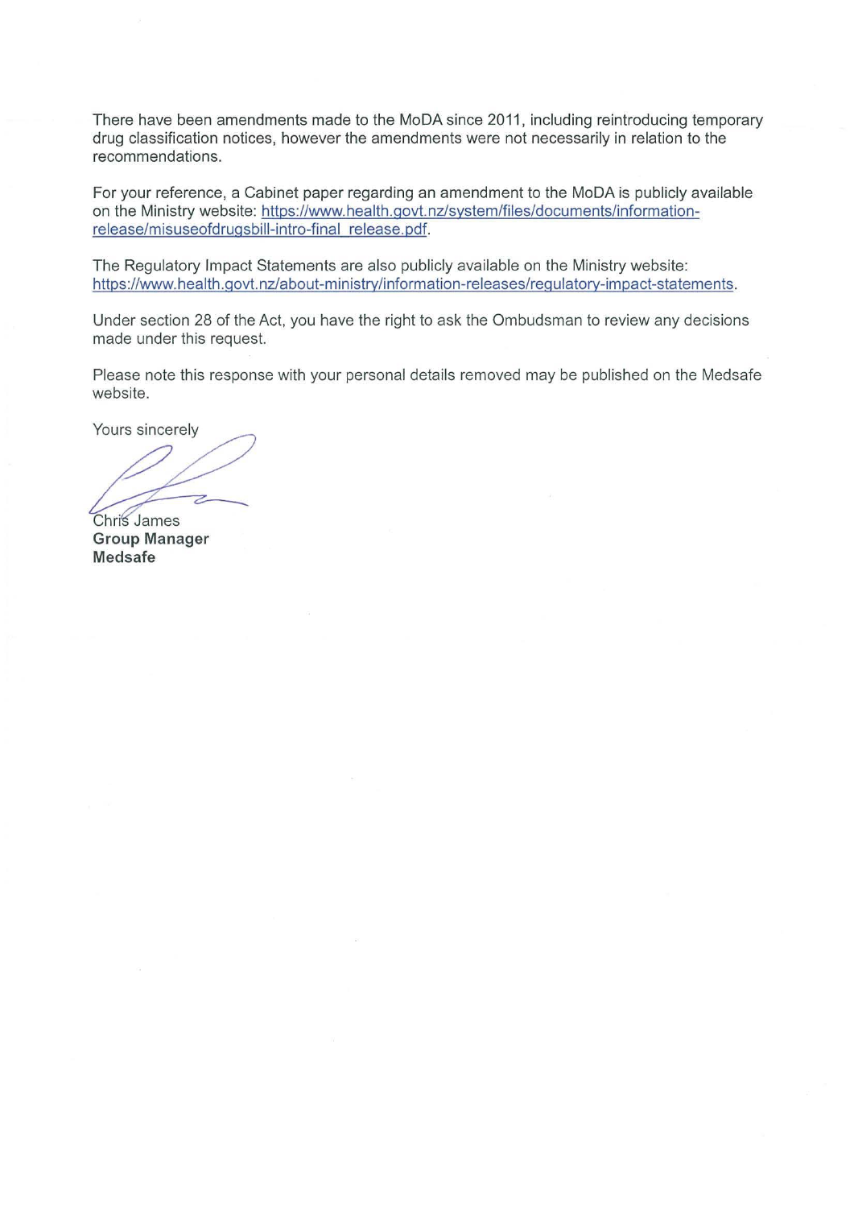There have been amendments made to the MoDA since 2011, including reintroducing temporary drug classification notices, however the amendments were not necessarily in relation to the recommendations.

For your reference, a Cabinet paper regarding an amendment to the MoDA is publicly available on the Ministry website: https://www.health.govt.nz/system/files/documents/information-release/misuseofdrugsbill-intro-final_release.pdf.

The Regulatory Impact Statements are also publicly available on the Ministry website: https://www.health.govt.nz/about-ministry/information-releases/regulatory-impact-statements.

Under section 28 of the Act, you have the right to ask the Ombudsman to review any decisions made under this request.

Please note this response with your personal details removed may be published on the Medsafe website.

Yours sincerely

Chris James
**Group Manager**
**Medsafe**